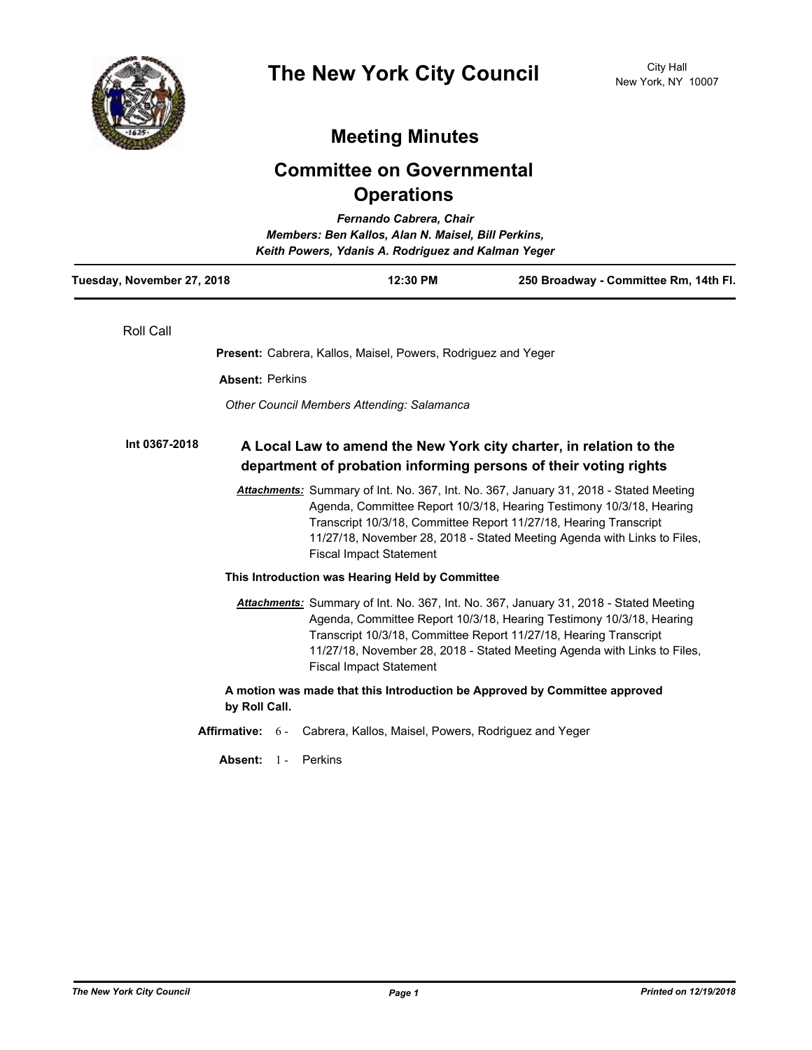# The New York City Council

City Hall
New York, NY 10007

## Meeting Minutes

## Committee on Governmental Operations

*Fernando Cabrera, Chair*
*Members: Ben Kallos, Alan N. Maisel, Bill Perkins, Keith Powers, Ydanis A. Rodriguez and Kalman Yeger*

**Tuesday, November 27, 2018** | **12:30 PM** | **250 Broadway - Committee Rm, 14th Fl.**

---

Roll Call

**Present:** Cabrera, Kallos, Maisel, Powers, Rodriguez and Yeger

**Absent:** Perkins

*Other Council Members Attending: Salamanca*

**Int 0367-2018**

### A Local Law to amend the New York city charter, in relation to the department of probation informing persons of their voting rights

***Attachments:*** Summary of Int. No. 367, Int. No. 367, January 31, 2018 - Stated Meeting Agenda, Committee Report 10/3/18, Hearing Testimony 10/3/18, Hearing Transcript 10/3/18, Committee Report 11/27/18, Hearing Transcript 11/27/18, November 28, 2018 - Stated Meeting Agenda with Links to Files, Fiscal Impact Statement

**This Introduction was Hearing Held by Committee**

***Attachments:*** Summary of Int. No. 367, Int. No. 367, January 31, 2018 - Stated Meeting Agenda, Committee Report 10/3/18, Hearing Testimony 10/3/18, Hearing Transcript 10/3/18, Committee Report 11/27/18, Hearing Transcript 11/27/18, November 28, 2018 - Stated Meeting Agenda with Links to Files, Fiscal Impact Statement

**A motion was made that this Introduction be Approved by Committee approved by Roll Call.**

**Affirmative:** 6 - Cabrera, Kallos, Maisel, Powers, Rodriguez and Yeger

**Absent:** 1 - Perkins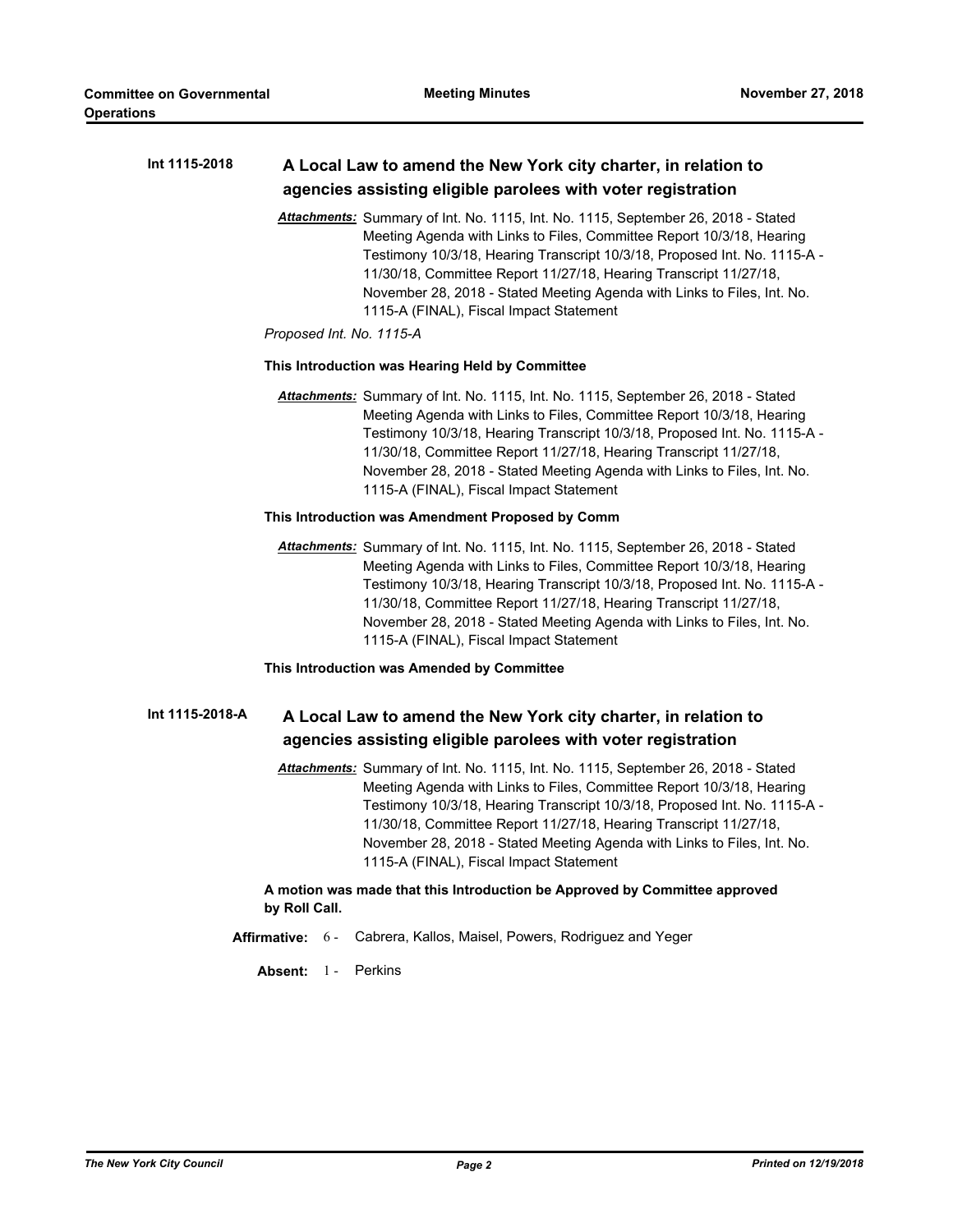**Int 1115-2018** **A Local Law to amend the New York city charter, in relation to agencies assisting eligible parolees with voter registration**

***Attachments:*** Summary of Int. No. 1115, Int. No. 1115, September 26, 2018 - Stated Meeting Agenda with Links to Files, Committee Report 10/3/18, Hearing Testimony 10/3/18, Hearing Transcript 10/3/18, Proposed Int. No. 1115-A - 11/30/18, Committee Report 11/27/18, Hearing Transcript 11/27/18, November 28, 2018 - Stated Meeting Agenda with Links to Files, Int. No. 1115-A (FINAL), Fiscal Impact Statement

*Proposed Int. No. 1115-A*

**This Introduction was Hearing Held by Committee**

***Attachments:*** Summary of Int. No. 1115, Int. No. 1115, September 26, 2018 - Stated Meeting Agenda with Links to Files, Committee Report 10/3/18, Hearing Testimony 10/3/18, Hearing Transcript 10/3/18, Proposed Int. No. 1115-A - 11/30/18, Committee Report 11/27/18, Hearing Transcript 11/27/18, November 28, 2018 - Stated Meeting Agenda with Links to Files, Int. No. 1115-A (FINAL), Fiscal Impact Statement

**This Introduction was Amendment Proposed by Comm**

***Attachments:*** Summary of Int. No. 1115, Int. No. 1115, September 26, 2018 - Stated Meeting Agenda with Links to Files, Committee Report 10/3/18, Hearing Testimony 10/3/18, Hearing Transcript 10/3/18, Proposed Int. No. 1115-A - 11/30/18, Committee Report 11/27/18, Hearing Transcript 11/27/18, November 28, 2018 - Stated Meeting Agenda with Links to Files, Int. No. 1115-A (FINAL), Fiscal Impact Statement

**This Introduction was Amended by Committee**

**Int 1115-2018-A** **A Local Law to amend the New York city charter, in relation to agencies assisting eligible parolees with voter registration**

***Attachments:*** Summary of Int. No. 1115, Int. No. 1115, September 26, 2018 - Stated Meeting Agenda with Links to Files, Committee Report 10/3/18, Hearing Testimony 10/3/18, Hearing Transcript 10/3/18, Proposed Int. No. 1115-A - 11/30/18, Committee Report 11/27/18, Hearing Transcript 11/27/18, November 28, 2018 - Stated Meeting Agenda with Links to Files, Int. No. 1115-A (FINAL), Fiscal Impact Statement

**A motion was made that this Introduction be Approved by Committee approved by Roll Call.**

**Affirmative:** 6 - Cabrera, Kallos, Maisel, Powers, Rodriguez and Yeger

**Absent:** 1 - Perkins